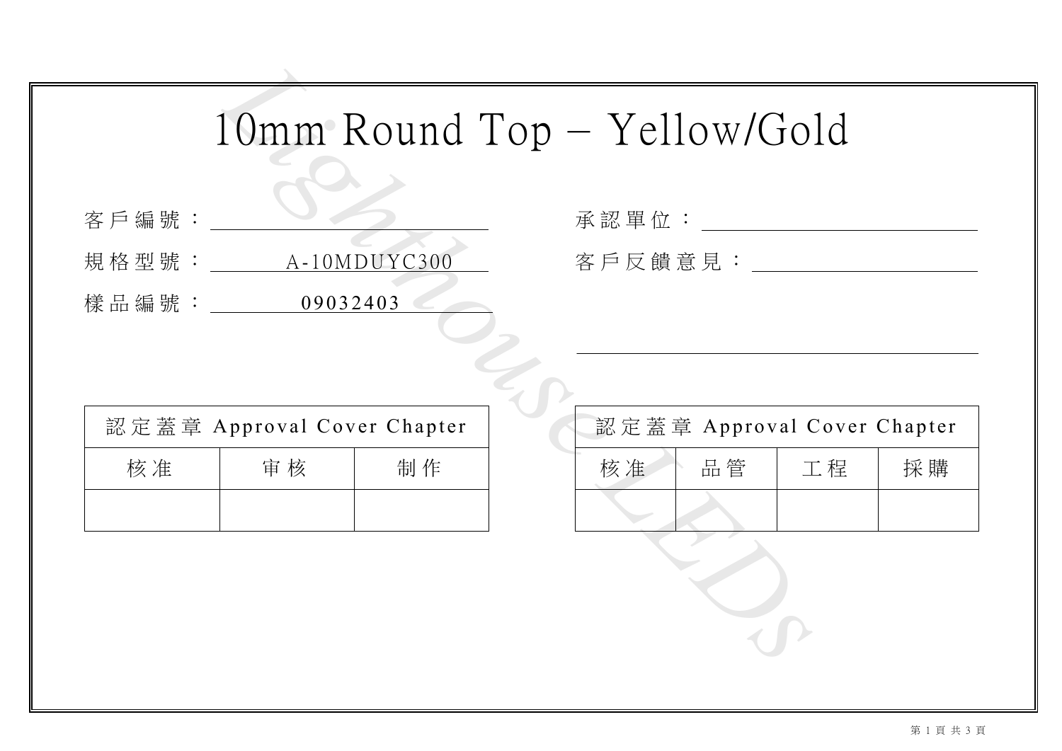# 10mm Round Top – Yellow/Gold

客戶編號：

規格型號：A-10MDUYC300

樣品編號：09032403

承認單位：

客戶反饋意見：

| 認定蓋章 Approval Cover Chapter | | |
|---|---|---|
| 核准 | 审核 | 制作 |
| | | |

| 認定蓋章 Approval Cover Chapter | | | |
|---|---|---|---|
| 核准 | 品管 | 工程 | 採購 |
| | | | |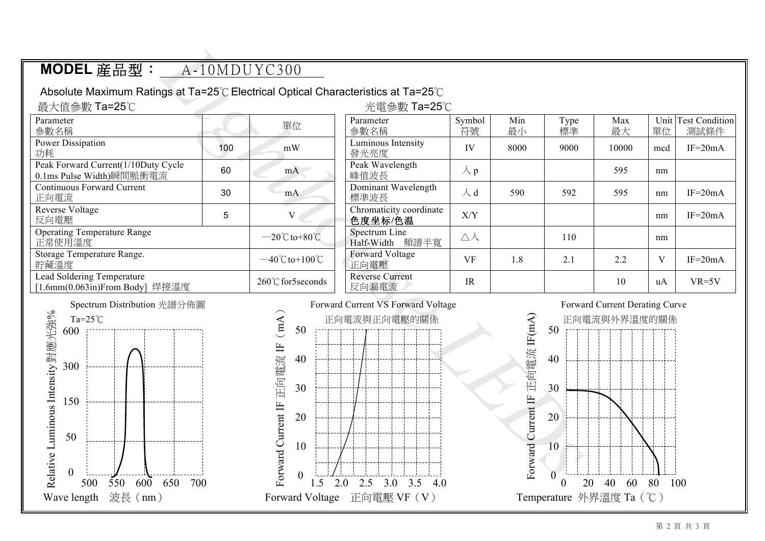**MODEL 産品型：** A-10MDUYC300

Absolute Maximum Ratings at Ta=25℃ Electrical Optical Characteristics at Ta=25℃

最大值參數 Ta=25℃

| Parameter 參數名稱 | | 單位 |
|---|---|---|
| Power Dissipation 功耗 | 100 | mW |
| Peak Forward Current(1/10Duty Cycle 0.1ms Pulse Width)瞬間脈衝電流 | 60 | mA |
| Continuous Forward Current 正向電流 | 30 | mA |
| Reverse Voltage 反向電壓 | 5 | V |
| Operating Temperature Range 正常使用溫度 | | —20℃to+80℃ |
| Storage Temperature Range. 貯藏溫度 | | —40℃to+100℃ |
| Lead Soldering Temperature [1.6mm(0.063in)From Body] 焊接溫度 | | 260℃for5seconds |

光電參數 Ta=25℃

| Parameter 參數名稱 | Symbol 符號 | Min 最小 | Type 標準 | Max 最大 | Unit 單位 | Test Condition 測試條件 |
|---|---|---|---|---|---|---|
| Luminous Intensity 發光亮度 | IV | 8000 | 9000 | 10000 | mcd | IF=20mA |
| Peak Wavelength 峰值波長 | λp | | | 595 | nm | |
| Dominant Wavelength 標準波長 | λd | 590 | 592 | 595 | nm | IF=20mA |
| Chromaticity coordinate 色度坐标/色温 | X/Y | | | | nm | IF=20mA |
| Spectrum Line Half-Width 頻譜半寬 | △λ | | 110 | | nm | |
| Forward Voltage 正向電壓 | VF | 1.8 | 2.1 | 2.2 | V | IF=20mA |
| Reverse Current 反向漏電流 | IR | | | 10 | uA | VR=5V |

Spectrum Distribution 光譜分佈圖

Forward Current VS Forward Voltage 正向電流與正向電壓的關係

Forward Current Derating Curve 正向電流與外界溫度的關係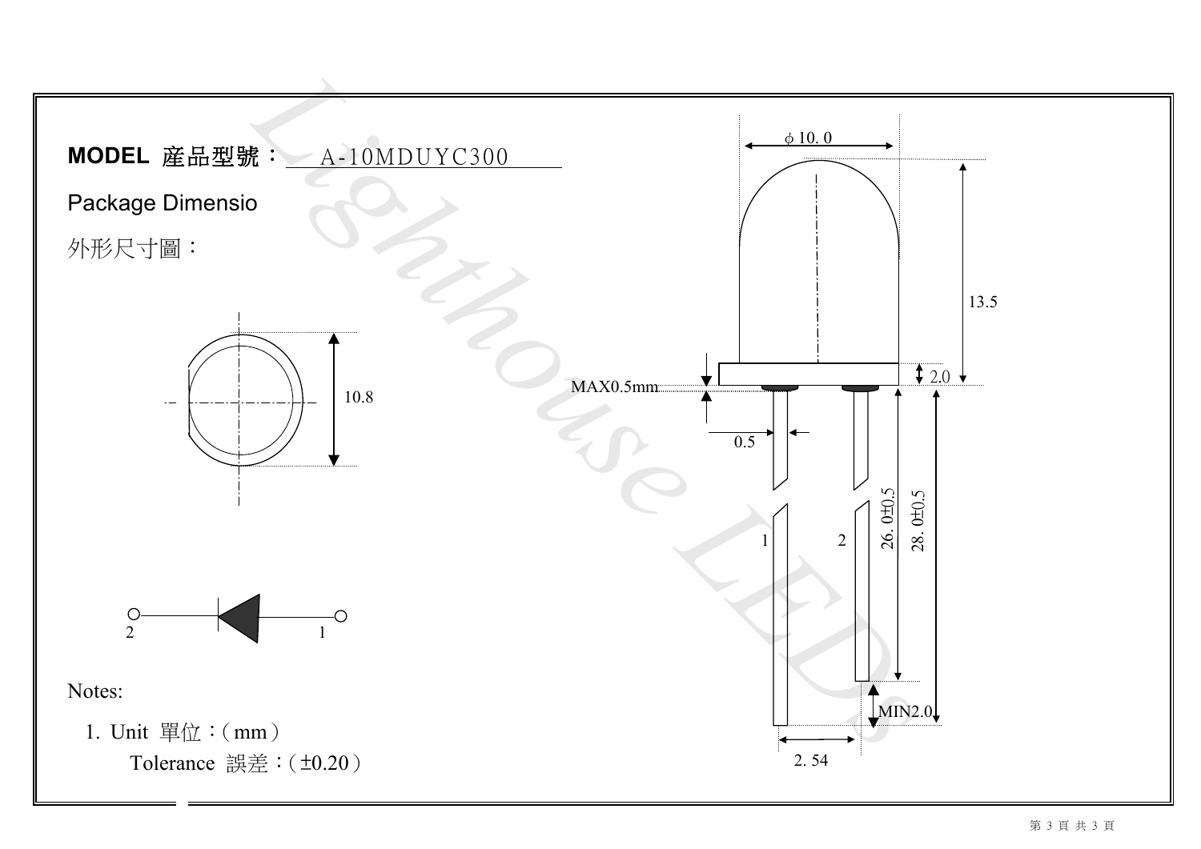**MODEL 産品型號：** A-10MDUYC300

Package Dimensio

外形尺寸圖：

10.8

2

1

ϕ 10. 0

13.5

2.0

MAX0.5mm

0.5

1

2

26. 0±0.5

28. 0±0.5

MIN2.0

2. 54

Notes:

1. Unit 單位：( mm )

   Tolerance 誤差：(±0.20)